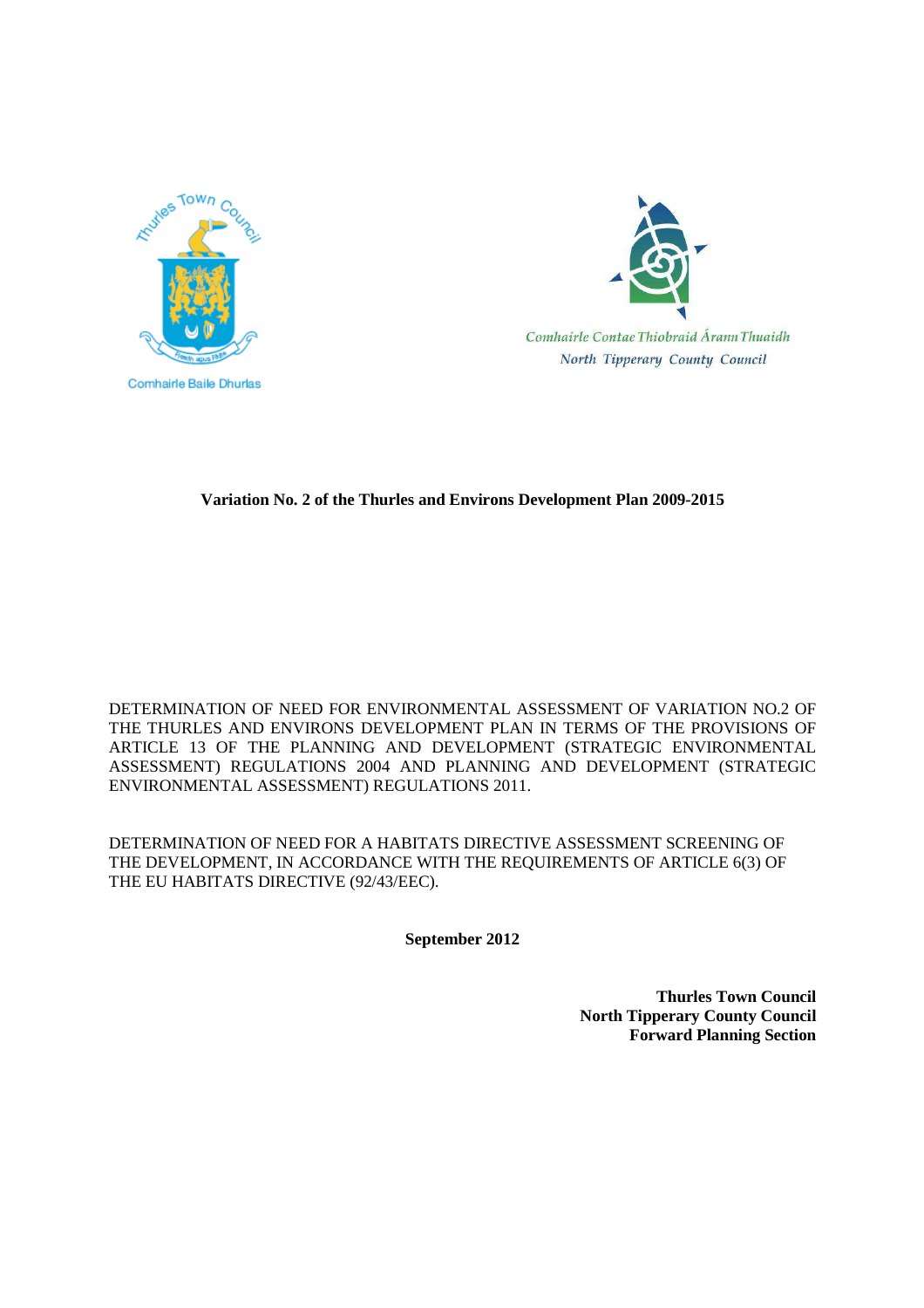Thurles Town Council

Comhairle Baile Dhurlas

Comhairle Contae Thiobraid Árann Thuaidh

North Tipperary County Council

# Variation No. 2 of the Thurles and Environs Development Plan 2009-2015

DETERMINATION OF NEED FOR ENVIRONMENTAL ASSESSMENT OF VARIATION NO.2 OF THE THURLES AND ENVIRONS DEVELOPMENT PLAN IN TERMS OF THE PROVISIONS OF ARTICLE 13 OF THE PLANNING AND DEVELOPMENT (STRATEGIC ENVIRONMENTAL ASSESSMENT) REGULATIONS 2004 AND PLANNING AND DEVELOPMENT (STRATEGIC ENVIRONMENTAL ASSESSMENT) REGULATIONS 2011.

DETERMINATION OF NEED FOR A HABITATS DIRECTIVE ASSESSMENT SCREENING OF THE DEVELOPMENT, IN ACCORDANCE WITH THE REQUIREMENTS OF ARTICLE 6(3) OF THE EU HABITATS DIRECTIVE (92/43/EEC).

**September 2012**

**Thurles Town Council**
**North Tipperary County Council**
**Forward Planning Section**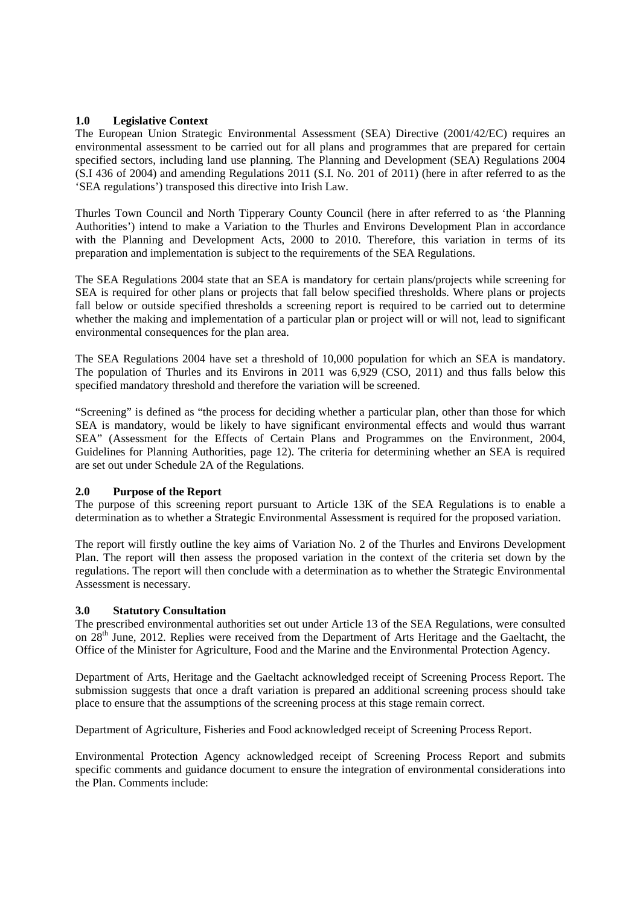## 1.0 Legislative Context

The European Union Strategic Environmental Assessment (SEA) Directive (2001/42/EC) requires an environmental assessment to be carried out for all plans and programmes that are prepared for certain specified sectors, including land use planning. The Planning and Development (SEA) Regulations 2004 (S.I 436 of 2004) and amending Regulations 2011 (S.I. No. 201 of 2011) (here in after referred to as the 'SEA regulations') transposed this directive into Irish Law.

Thurles Town Council and North Tipperary County Council (here in after referred to as 'the Planning Authorities') intend to make a Variation to the Thurles and Environs Development Plan in accordance with the Planning and Development Acts, 2000 to 2010. Therefore, this variation in terms of its preparation and implementation is subject to the requirements of the SEA Regulations.

The SEA Regulations 2004 state that an SEA is mandatory for certain plans/projects while screening for SEA is required for other plans or projects that fall below specified thresholds. Where plans or projects fall below or outside specified thresholds a screening report is required to be carried out to determine whether the making and implementation of a particular plan or project will or will not, lead to significant environmental consequences for the plan area.

The SEA Regulations 2004 have set a threshold of 10,000 population for which an SEA is mandatory. The population of Thurles and its Environs in 2011 was 6,929 (CSO, 2011) and thus falls below this specified mandatory threshold and therefore the variation will be screened.

"Screening" is defined as "the process for deciding whether a particular plan, other than those for which SEA is mandatory, would be likely to have significant environmental effects and would thus warrant SEA" (Assessment for the Effects of Certain Plans and Programmes on the Environment, 2004, Guidelines for Planning Authorities, page 12). The criteria for determining whether an SEA is required are set out under Schedule 2A of the Regulations.

## 2.0 Purpose of the Report

The purpose of this screening report pursuant to Article 13K of the SEA Regulations is to enable a determination as to whether a Strategic Environmental Assessment is required for the proposed variation.

The report will firstly outline the key aims of Variation No. 2 of the Thurles and Environs Development Plan. The report will then assess the proposed variation in the context of the criteria set down by the regulations. The report will then conclude with a determination as to whether the Strategic Environmental Assessment is necessary.

## 3.0 Statutory Consultation

The prescribed environmental authorities set out under Article 13 of the SEA Regulations, were consulted on 28th June, 2012. Replies were received from the Department of Arts Heritage and the Gaeltacht, the Office of the Minister for Agriculture, Food and the Marine and the Environmental Protection Agency.

Department of Arts, Heritage and the Gaeltacht acknowledged receipt of Screening Process Report. The submission suggests that once a draft variation is prepared an additional screening process should take place to ensure that the assumptions of the screening process at this stage remain correct.

Department of Agriculture, Fisheries and Food acknowledged receipt of Screening Process Report.

Environmental Protection Agency acknowledged receipt of Screening Process Report and submits specific comments and guidance document to ensure the integration of environmental considerations into the Plan. Comments include: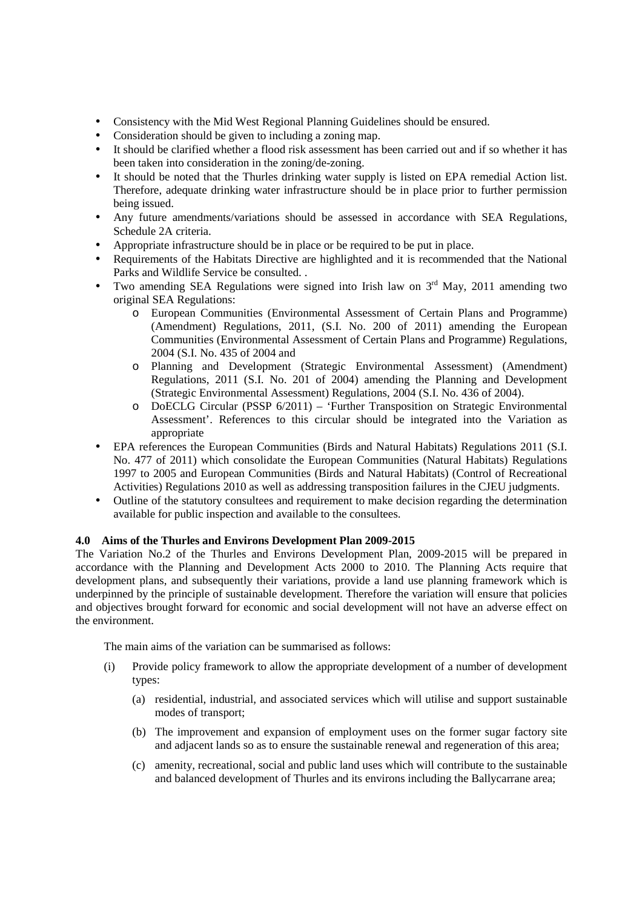- Consistency with the Mid West Regional Planning Guidelines should be ensured.
- Consideration should be given to including a zoning map.
- It should be clarified whether a flood risk assessment has been carried out and if so whether it has been taken into consideration in the zoning/de-zoning.
- It should be noted that the Thurles drinking water supply is listed on EPA remedial Action list. Therefore, adequate drinking water infrastructure should be in place prior to further permission being issued.
- Any future amendments/variations should be assessed in accordance with SEA Regulations, Schedule 2A criteria.
- Appropriate infrastructure should be in place or be required to be put in place.
- Requirements of the Habitats Directive are highlighted and it is recommended that the National Parks and Wildlife Service be consulted. .
- Two amending SEA Regulations were signed into Irish law on 3rd May, 2011 amending two original SEA Regulations:
    - European Communities (Environmental Assessment of Certain Plans and Programme) (Amendment) Regulations, 2011, (S.I. No. 200 of 2011) amending the European Communities (Environmental Assessment of Certain Plans and Programme) Regulations, 2004 (S.I. No. 435 of 2004 and
    - Planning and Development (Strategic Environmental Assessment) (Amendment) Regulations, 2011 (S.I. No. 201 of 2004) amending the Planning and Development (Strategic Environmental Assessment) Regulations, 2004 (S.I. No. 436 of 2004).
    - DoECLG Circular (PSSP 6/2011) – 'Further Transposition on Strategic Environmental Assessment'. References to this circular should be integrated into the Variation as appropriate
- EPA references the European Communities (Birds and Natural Habitats) Regulations 2011 (S.I. No. 477 of 2011) which consolidate the European Communities (Natural Habitats) Regulations 1997 to 2005 and European Communities (Birds and Natural Habitats) (Control of Recreational Activities) Regulations 2010 as well as addressing transposition failures in the CJEU judgments.
- Outline of the statutory consultees and requirement to make decision regarding the determination available for public inspection and available to the consultees.

### 4.0 Aims of the Thurles and Environs Development Plan 2009-2015

The Variation No.2 of the Thurles and Environs Development Plan, 2009-2015 will be prepared in accordance with the Planning and Development Acts 2000 to 2010. The Planning Acts require that development plans, and subsequently their variations, provide a land use planning framework which is underpinned by the principle of sustainable development. Therefore the variation will ensure that policies and objectives brought forward for economic and social development will not have an adverse effect on the environment.

The main aims of the variation can be summarised as follows:

(i) Provide policy framework to allow the appropriate development of a number of development types:

  (a) residential, industrial, and associated services which will utilise and support sustainable modes of transport;

  (b) The improvement and expansion of employment uses on the former sugar factory site and adjacent lands so as to ensure the sustainable renewal and regeneration of this area;

  (c) amenity, recreational, social and public land uses which will contribute to the sustainable and balanced development of Thurles and its environs including the Ballycarrane area;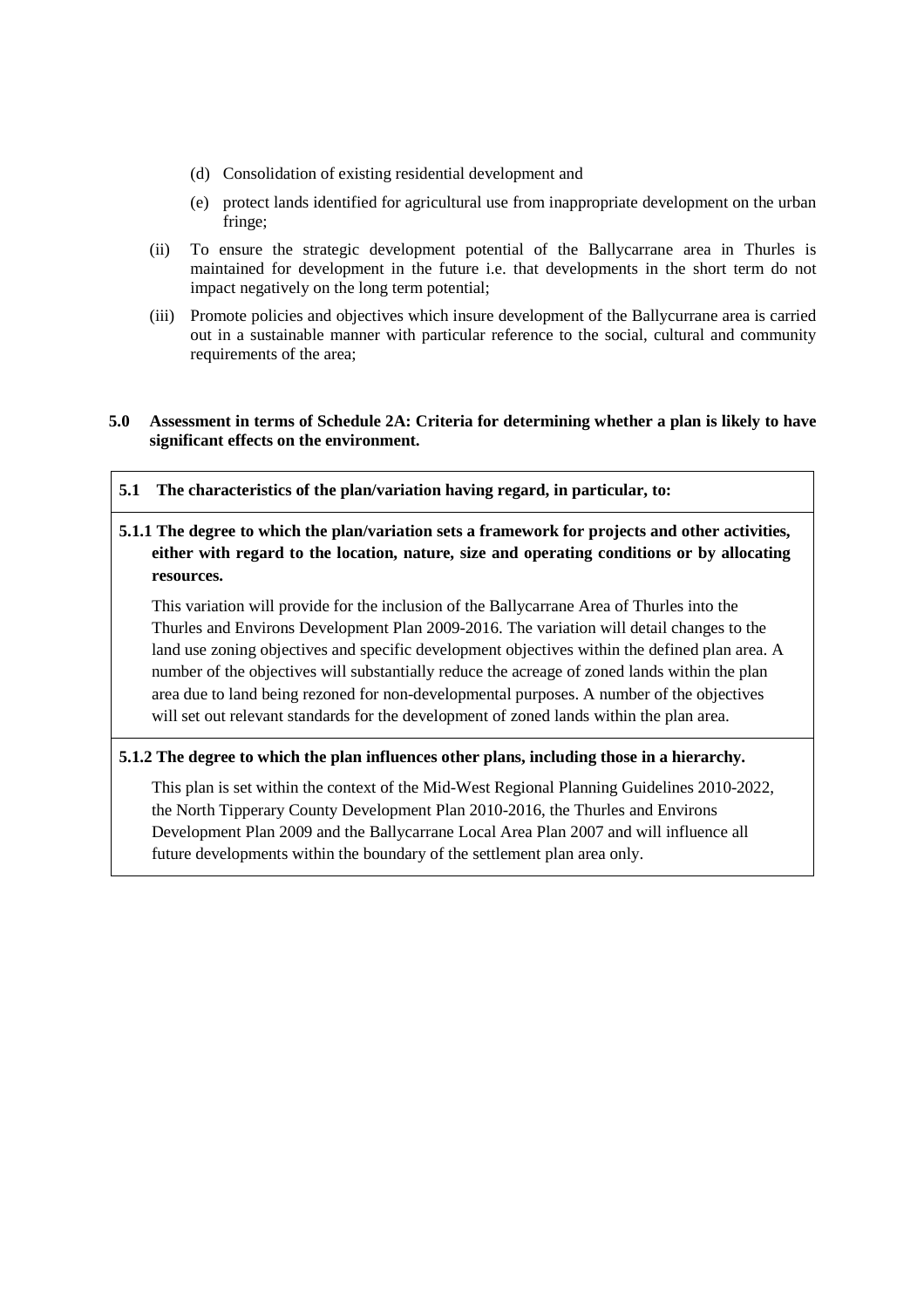(d) Consolidation of existing residential development and

(e) protect lands identified for agricultural use from inappropriate development on the urban fringe;

(ii) To ensure the strategic development potential of the Ballycarrane area in Thurles is maintained for development in the future i.e. that developments in the short term do not impact negatively on the long term potential;

(iii) Promote policies and objectives which insure development of the Ballycurrane area is carried out in a sustainable manner with particular reference to the social, cultural and community requirements of the area;

## 5.0 Assessment in terms of Schedule 2A: Criteria for determining whether a plan is likely to have significant effects on the environment.

### 5.1 The characteristics of the plan/variation having regard, in particular, to:

**5.1.1 The degree to which the plan/variation sets a framework for projects and other activities, either with regard to the location, nature, size and operating conditions or by allocating resources.**

This variation will provide for the inclusion of the Ballycarrane Area of Thurles into the Thurles and Environs Development Plan 2009-2016. The variation will detail changes to the land use zoning objectives and specific development objectives within the defined plan area. A number of the objectives will substantially reduce the acreage of zoned lands within the plan area due to land being rezoned for non-developmental purposes. A number of the objectives will set out relevant standards for the development of zoned lands within the plan area.

**5.1.2 The degree to which the plan influences other plans, including those in a hierarchy.**

This plan is set within the context of the Mid-West Regional Planning Guidelines 2010-2022, the North Tipperary County Development Plan 2010-2016, the Thurles and Environs Development Plan 2009 and the Ballycarrane Local Area Plan 2007 and will influence all future developments within the boundary of the settlement plan area only.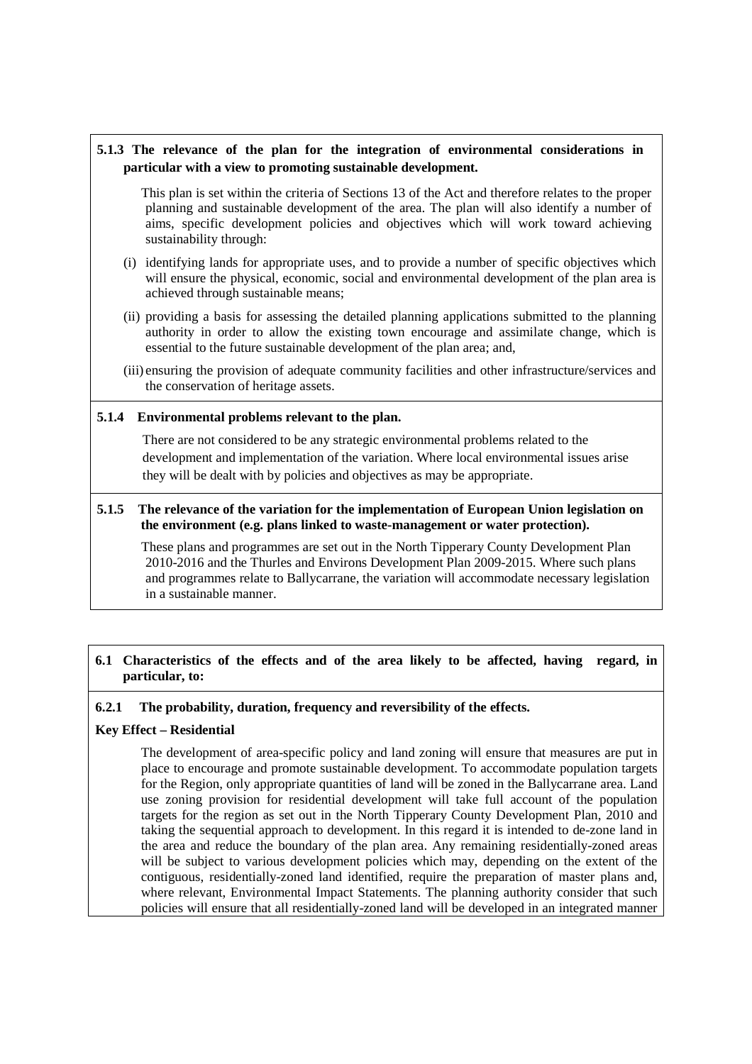### 5.1.3 The relevance of the plan for the integration of environmental considerations in particular with a view to promoting sustainable development.

This plan is set within the criteria of Sections 13 of the Act and therefore relates to the proper planning and sustainable development of the area. The plan will also identify a number of aims, specific development policies and objectives which will work toward achieving sustainability through:

(i) identifying lands for appropriate uses, and to provide a number of specific objectives which will ensure the physical, economic, social and environmental development of the plan area is achieved through sustainable means;

(ii) providing a basis for assessing the detailed planning applications submitted to the planning authority in order to allow the existing town encourage and assimilate change, which is essential to the future sustainable development of the plan area; and,

(iii) ensuring the provision of adequate community facilities and other infrastructure/services and the conservation of heritage assets.

### 5.1.4 Environmental problems relevant to the plan.

There are not considered to be any strategic environmental problems related to the development and implementation of the variation. Where local environmental issues arise they will be dealt with by policies and objectives as may be appropriate.

### 5.1.5 The relevance of the variation for the implementation of European Union legislation on the environment (e.g. plans linked to waste-management or water protection).

These plans and programmes are set out in the North Tipperary County Development Plan 2010-2016 and the Thurles and Environs Development Plan 2009-2015. Where such plans and programmes relate to Ballycarrane, the variation will accommodate necessary legislation in a sustainable manner.

## 6.1 Characteristics of the effects and of the area likely to be affected, having regard, in particular, to:

### 6.2.1 The probability, duration, frequency and reversibility of the effects.

**Key Effect – Residential**

The development of area-specific policy and land zoning will ensure that measures are put in place to encourage and promote sustainable development. To accommodate population targets for the Region, only appropriate quantities of land will be zoned in the Ballycarrane area. Land use zoning provision for residential development will take full account of the population targets for the region as set out in the North Tipperary County Development Plan, 2010 and taking the sequential approach to development. In this regard it is intended to de-zone land in the area and reduce the boundary of the plan area. Any remaining residentially-zoned areas will be subject to various development policies which may, depending on the extent of the contiguous, residentially-zoned land identified, require the preparation of master plans and, where relevant, Environmental Impact Statements. The planning authority consider that such policies will ensure that all residentially-zoned land will be developed in an integrated manner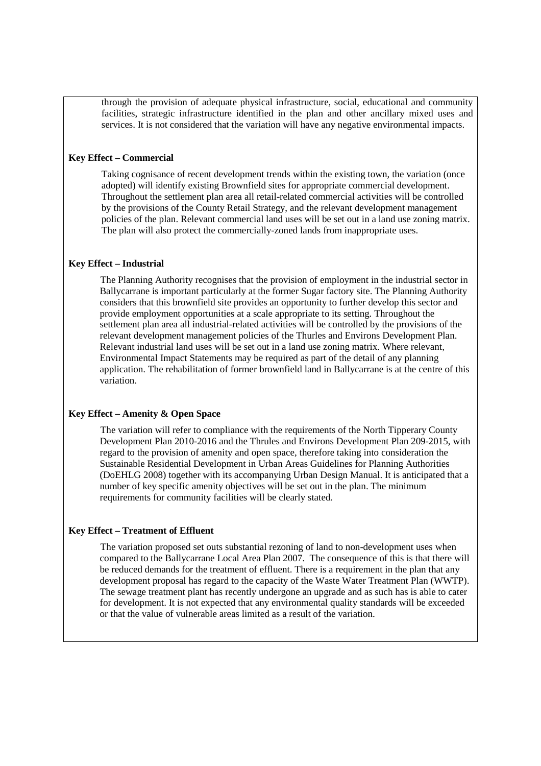through the provision of adequate physical infrastructure, social, educational and community facilities, strategic infrastructure identified in the plan and other ancillary mixed uses and services. It is not considered that the variation will have any negative environmental impacts.

**Key Effect – Commercial**

Taking cognisance of recent development trends within the existing town, the variation (once adopted) will identify existing Brownfield sites for appropriate commercial development. Throughout the settlement plan area all retail-related commercial activities will be controlled by the provisions of the County Retail Strategy, and the relevant development management policies of the plan. Relevant commercial land uses will be set out in a land use zoning matrix. The plan will also protect the commercially-zoned lands from inappropriate uses.

**Key Effect – Industrial**

The Planning Authority recognises that the provision of employment in the industrial sector in Ballycarrane is important particularly at the former Sugar factory site. The Planning Authority considers that this brownfield site provides an opportunity to further develop this sector and provide employment opportunities at a scale appropriate to its setting. Throughout the settlement plan area all industrial-related activities will be controlled by the provisions of the relevant development management policies of the Thurles and Environs Development Plan. Relevant industrial land uses will be set out in a land use zoning matrix. Where relevant, Environmental Impact Statements may be required as part of the detail of any planning application. The rehabilitation of former brownfield land in Ballycarrane is at the centre of this variation.

**Key Effect – Amenity & Open Space**

The variation will refer to compliance with the requirements of the North Tipperary County Development Plan 2010-2016 and the Thrules and Environs Development Plan 209-2015, with regard to the provision of amenity and open space, therefore taking into consideration the Sustainable Residential Development in Urban Areas Guidelines for Planning Authorities (DoEHLG 2008) together with its accompanying Urban Design Manual. It is anticipated that a number of key specific amenity objectives will be set out in the plan. The minimum requirements for community facilities will be clearly stated.

**Key Effect – Treatment of Effluent**

The variation proposed set outs substantial rezoning of land to non-development uses when compared to the Ballycarrane Local Area Plan 2007. The consequence of this is that there will be reduced demands for the treatment of effluent. There is a requirement in the plan that any development proposal has regard to the capacity of the Waste Water Treatment Plan (WWTP). The sewage treatment plant has recently undergone an upgrade and as such has is able to cater for development. It is not expected that any environmental quality standards will be exceeded or that the value of vulnerable areas limited as a result of the variation.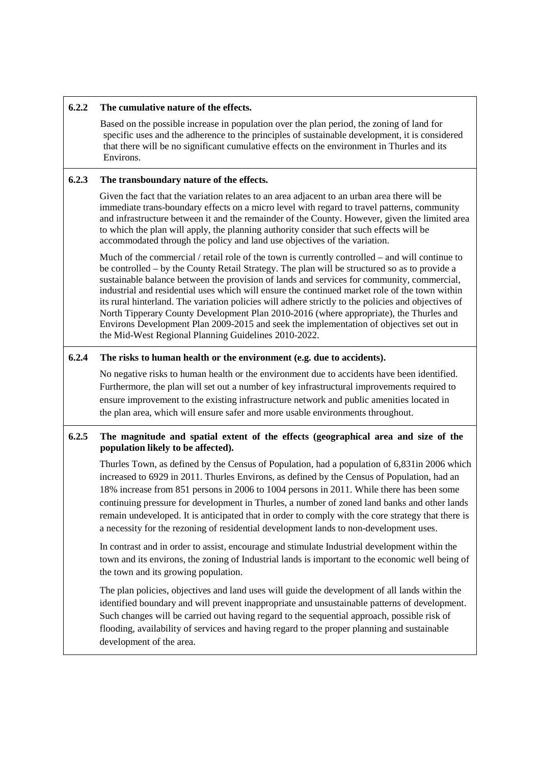### 6.2.2 The cumulative nature of the effects.

Based on the possible increase in population over the plan period, the zoning of land for specific uses and the adherence to the principles of sustainable development, it is considered that there will be no significant cumulative effects on the environment in Thurles and its Environs.

### 6.2.3 The transboundary nature of the effects.

Given the fact that the variation relates to an area adjacent to an urban area there will be immediate trans-boundary effects on a micro level with regard to travel patterns, community and infrastructure between it and the remainder of the County. However, given the limited area to which the plan will apply, the planning authority consider that such effects will be accommodated through the policy and land use objectives of the variation.

Much of the commercial / retail role of the town is currently controlled – and will continue to be controlled – by the County Retail Strategy. The plan will be structured so as to provide a sustainable balance between the provision of lands and services for community, commercial, industrial and residential uses which will ensure the continued market role of the town within its rural hinterland. The variation policies will adhere strictly to the policies and objectives of North Tipperary County Development Plan 2010-2016 (where appropriate), the Thurles and Environs Development Plan 2009-2015 and seek the implementation of objectives set out in the Mid-West Regional Planning Guidelines 2010-2022.

### 6.2.4 The risks to human health or the environment (e.g. due to accidents).

No negative risks to human health or the environment due to accidents have been identified. Furthermore, the plan will set out a number of key infrastructural improvements required to ensure improvement to the existing infrastructure network and public amenities located in the plan area, which will ensure safer and more usable environments throughout.

### 6.2.5 The magnitude and spatial extent of the effects (geographical area and size of the population likely to be affected).

Thurles Town, as defined by the Census of Population, had a population of 6,831in 2006 which increased to 6929 in 2011. Thurles Environs, as defined by the Census of Population, had an 18% increase from 851 persons in 2006 to 1004 persons in 2011. While there has been some continuing pressure for development in Thurles, a number of zoned land banks and other lands remain undeveloped. It is anticipated that in order to comply with the core strategy that there is a necessity for the rezoning of residential development lands to non-development uses.

In contrast and in order to assist, encourage and stimulate Industrial development within the town and its environs, the zoning of Industrial lands is important to the economic well being of the town and its growing population.

The plan policies, objectives and land uses will guide the development of all lands within the identified boundary and will prevent inappropriate and unsustainable patterns of development. Such changes will be carried out having regard to the sequential approach, possible risk of flooding, availability of services and having regard to the proper planning and sustainable development of the area.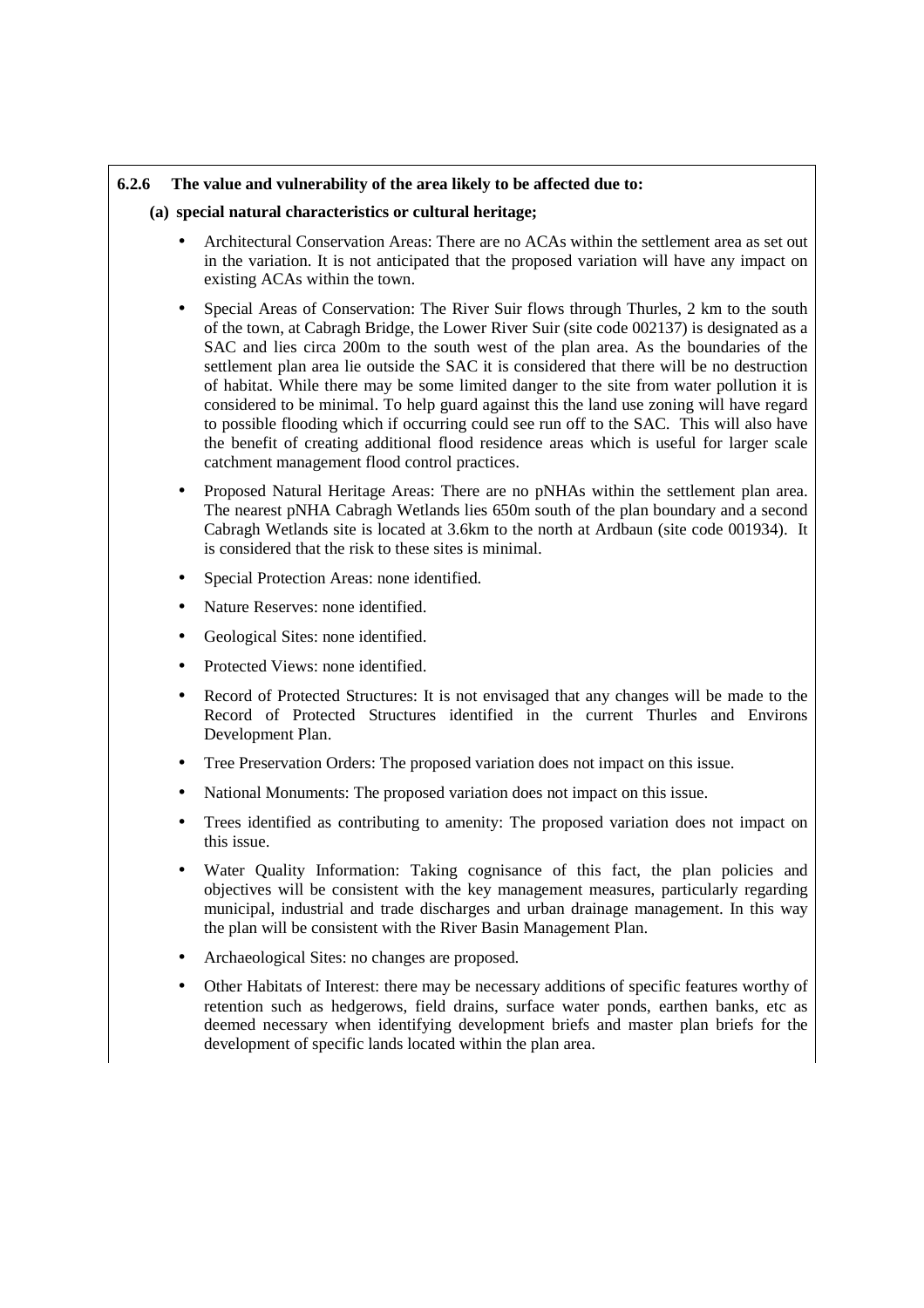### 6.2.6 The value and vulnerability of the area likely to be affected due to:

**(a) special natural characteristics or cultural heritage;**

- Architectural Conservation Areas: There are no ACAs within the settlement area as set out in the variation. It is not anticipated that the proposed variation will have any impact on existing ACAs within the town.
- Special Areas of Conservation: The River Suir flows through Thurles, 2 km to the south of the town, at Cabragh Bridge, the Lower River Suir (site code 002137) is designated as a SAC and lies circa 200m to the south west of the plan area. As the boundaries of the settlement plan area lie outside the SAC it is considered that there will be no destruction of habitat. While there may be some limited danger to the site from water pollution it is considered to be minimal. To help guard against this the land use zoning will have regard to possible flooding which if occurring could see run off to the SAC. This will also have the benefit of creating additional flood residence areas which is useful for larger scale catchment management flood control practices.
- Proposed Natural Heritage Areas: There are no pNHAs within the settlement plan area. The nearest pNHA Cabragh Wetlands lies 650m south of the plan boundary and a second Cabragh Wetlands site is located at 3.6km to the north at Ardbaun (site code 001934). It is considered that the risk to these sites is minimal.
- Special Protection Areas: none identified.
- Nature Reserves: none identified.
- Geological Sites: none identified.
- Protected Views: none identified.
- Record of Protected Structures: It is not envisaged that any changes will be made to the Record of Protected Structures identified in the current Thurles and Environs Development Plan.
- Tree Preservation Orders: The proposed variation does not impact on this issue.
- National Monuments: The proposed variation does not impact on this issue.
- Trees identified as contributing to amenity: The proposed variation does not impact on this issue.
- Water Quality Information: Taking cognisance of this fact, the plan policies and objectives will be consistent with the key management measures, particularly regarding municipal, industrial and trade discharges and urban drainage management. In this way the plan will be consistent with the River Basin Management Plan.
- Archaeological Sites: no changes are proposed.
- Other Habitats of Interest: there may be necessary additions of specific features worthy of retention such as hedgerows, field drains, surface water ponds, earthen banks, etc as deemed necessary when identifying development briefs and master plan briefs for the development of specific lands located within the plan area.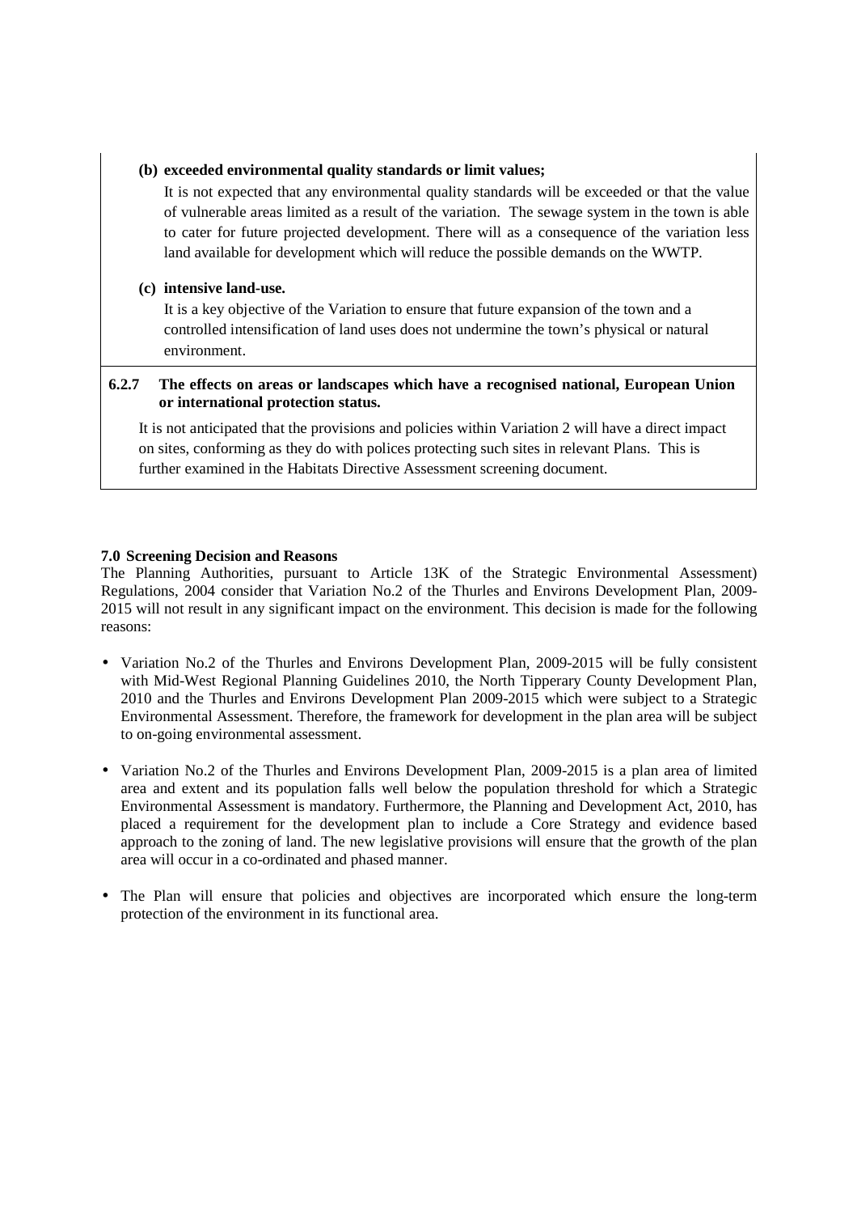**(b) exceeded environmental quality standards or limit values;**

It is not expected that any environmental quality standards will be exceeded or that the value of vulnerable areas limited as a result of the variation. The sewage system in the town is able to cater for future projected development. There will as a consequence of the variation less land available for development which will reduce the possible demands on the WWTP.

**(c) intensive land-use.**

It is a key objective of the Variation to ensure that future expansion of the town and a controlled intensification of land uses does not undermine the town's physical or natural environment.

**6.2.7 The effects on areas or landscapes which have a recognised national, European Union or international protection status.**

It is not anticipated that the provisions and policies within Variation 2 will have a direct impact on sites, conforming as they do with polices protecting such sites in relevant Plans. This is further examined in the Habitats Directive Assessment screening document.

**7.0 Screening Decision and Reasons**

The Planning Authorities, pursuant to Article 13K of the Strategic Environmental Assessment) Regulations, 2004 consider that Variation No.2 of the Thurles and Environs Development Plan, 2009-2015 will not result in any significant impact on the environment. This decision is made for the following reasons:

- Variation No.2 of the Thurles and Environs Development Plan, 2009-2015 will be fully consistent with Mid-West Regional Planning Guidelines 2010, the North Tipperary County Development Plan, 2010 and the Thurles and Environs Development Plan 2009-2015 which were subject to a Strategic Environmental Assessment. Therefore, the framework for development in the plan area will be subject to on-going environmental assessment.

- Variation No.2 of the Thurles and Environs Development Plan, 2009-2015 is a plan area of limited area and extent and its population falls well below the population threshold for which a Strategic Environmental Assessment is mandatory. Furthermore, the Planning and Development Act, 2010, has placed a requirement for the development plan to include a Core Strategy and evidence based approach to the zoning of land. The new legislative provisions will ensure that the growth of the plan area will occur in a co-ordinated and phased manner.

- The Plan will ensure that policies and objectives are incorporated which ensure the long-term protection of the environment in its functional area.